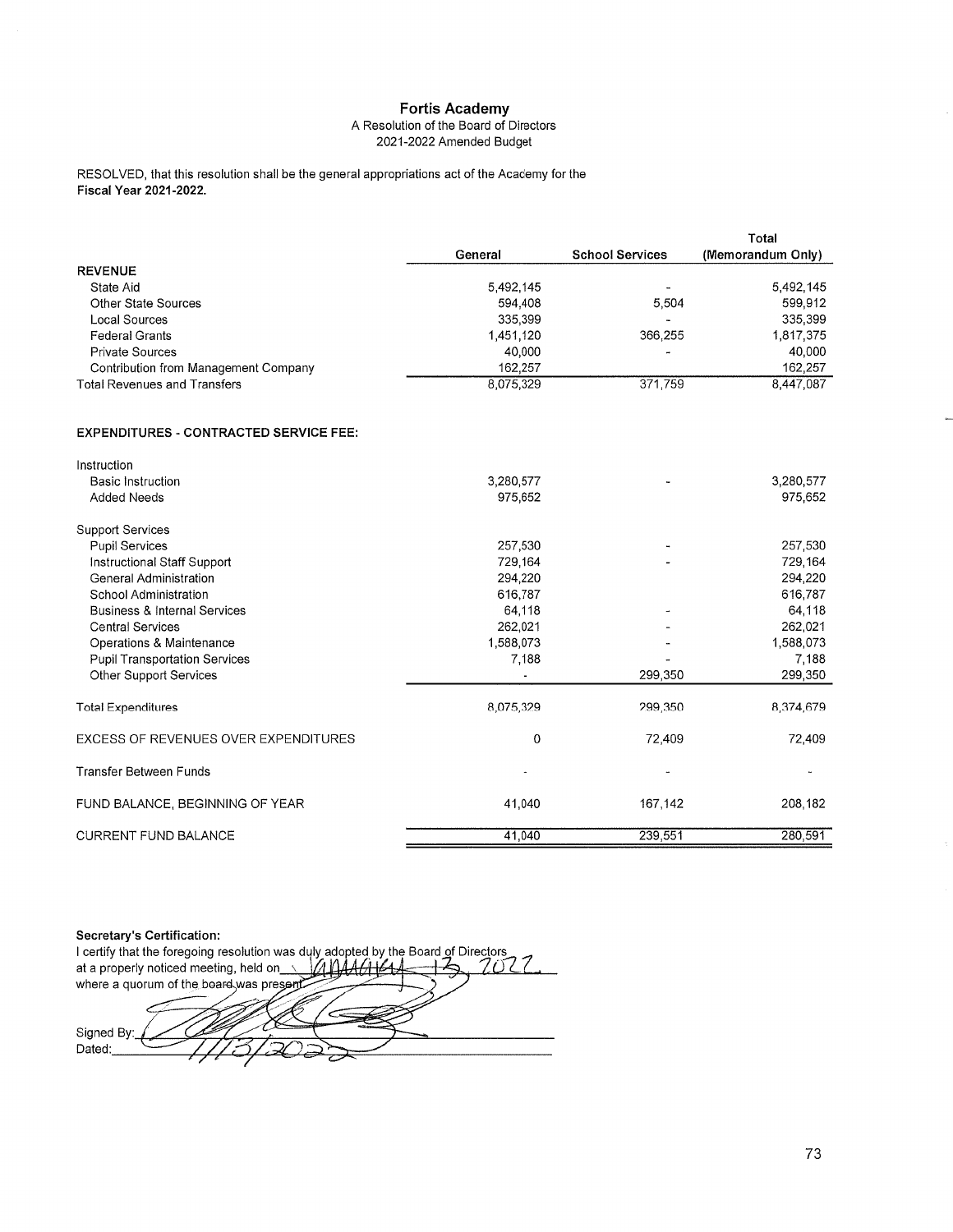# Fortis Academy

A Resolution of the Board of Directors
2021-2022 Amended Budget

RESOLVED, that this resolution shall be the general appropriations act of the Academy for the **Fiscal Year 2021-2022.**

| | General | School Services | Total (Memorandum Only) |
|---|---|---|---|
| **REVENUE** | | | |
| State Aid | 5,492,145 | - | 5,492,145 |
| Other State Sources | 594,408 | 5,504 | 599,912 |
| Local Sources | 335,399 | - | 335,399 |
| Federal Grants | 1,451,120 | 366,255 | 1,817,375 |
| Private Sources | 40,000 | - | 40,000 |
| Contribution from Management Company | 162,257 | | 162,257 |
| Total Revenues and Transfers | 8,075,329 | 371,759 | 8,447,087 |
| | | | |
| **EXPENDITURES - CONTRACTED SERVICE FEE:** | | | |
| Instruction | | | |
| Basic Instruction | 3,280,577 | - | 3,280,577 |
| Added Needs | 975,652 | | 975,652 |
| Support Services | | | |
| Pupil Services | 257,530 | - | 257,530 |
| Instructional Staff Support | 729,164 | - | 729,164 |
| General Administration | 294,220 | | 294,220 |
| School Administration | 616,787 | | 616,787 |
| Business & Internal Services | 64,118 | - | 64,118 |
| Central Services | 262,021 | - | 262,021 |
| Operations & Maintenance | 1,588,073 | - | 1,588,073 |
| Pupil Transportation Services | 7,188 | - | 7,188 |
| Other Support Services | - | 299,350 | 299,350 |
| Total Expenditures | 8,075,329 | 299,350 | 8,374,679 |
| EXCESS OF REVENUES OVER EXPENDITURES | 0 | 72,409 | 72,409 |
| Transfer Between Funds | - | - | - |
| FUND BALANCE, BEGINNING OF YEAR | 41,040 | 167,142 | 208,182 |
| CURRENT FUND BALANCE | 41,040 | 239,551 | 280,591 |

**Secretary's Certification:**

I certify that the foregoing resolution was duly adopted by the Board of Directors at a properly noticed meeting, held on January 13, 2022 where a quorum of the board was present.

Signed By: [signature]

Dated: 1/13/2022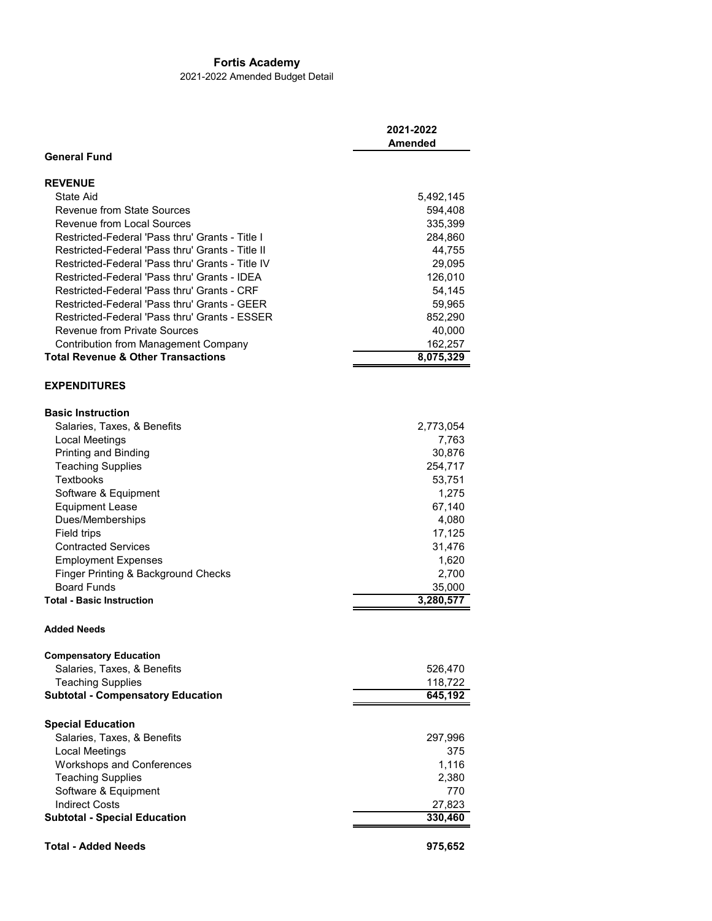# Fortis Academy

2021-2022 Amended Budget Detail

| | 2021-2022 Amended |
|---|---|
| **General Fund** | |
| | |
| **REVENUE** | |
| State Aid | 5,492,145 |
| Revenue from State Sources | 594,408 |
| Revenue from Local Sources | 335,399 |
| Restricted-Federal 'Pass thru' Grants - Title I | 284,860 |
| Restricted-Federal 'Pass thru' Grants - Title II | 44,755 |
| Restricted-Federal 'Pass thru' Grants - Title IV | 29,095 |
| Restricted-Federal 'Pass thru' Grants - IDEA | 126,010 |
| Restricted-Federal 'Pass thru' Grants - CRF | 54,145 |
| Restricted-Federal 'Pass thru' Grants - GEER | 59,965 |
| Restricted-Federal 'Pass thru' Grants - ESSER | 852,290 |
| Revenue from Private Sources | 40,000 |
| Contribution from Management Company | 162,257 |
| **Total Revenue & Other Transactions** | **8,075,329** |
| | |
| **EXPENDITURES** | |
| | |
| **Basic Instruction** | |
| Salaries, Taxes, & Benefits | 2,773,054 |
| Local Meetings | 7,763 |
| Printing and Binding | 30,876 |
| Teaching Supplies | 254,717 |
| Textbooks | 53,751 |
| Software & Equipment | 1,275 |
| Equipment Lease | 67,140 |
| Dues/Memberships | 4,080 |
| Field trips | 17,125 |
| Contracted Services | 31,476 |
| Employment Expenses | 1,620 |
| Finger Printing & Background Checks | 2,700 |
| Board Funds | 35,000 |
| **Total - Basic Instruction** | **3,280,577** |
| | |
| **Added Needs** | |
| | |
| **Compensatory Education** | |
| Salaries, Taxes, & Benefits | 526,470 |
| Teaching Supplies | 118,722 |
| **Subtotal - Compensatory Education** | **645,192** |
| | |
| **Special Education** | |
| Salaries, Taxes, & Benefits | 297,996 |
| Local Meetings | 375 |
| Workshops and Conferences | 1,116 |
| Teaching Supplies | 2,380 |
| Software & Equipment | 770 |
| Indirect Costs | 27,823 |
| **Subtotal - Special Education** | **330,460** |
| | |
| **Total - Added Needs** | **975,652** |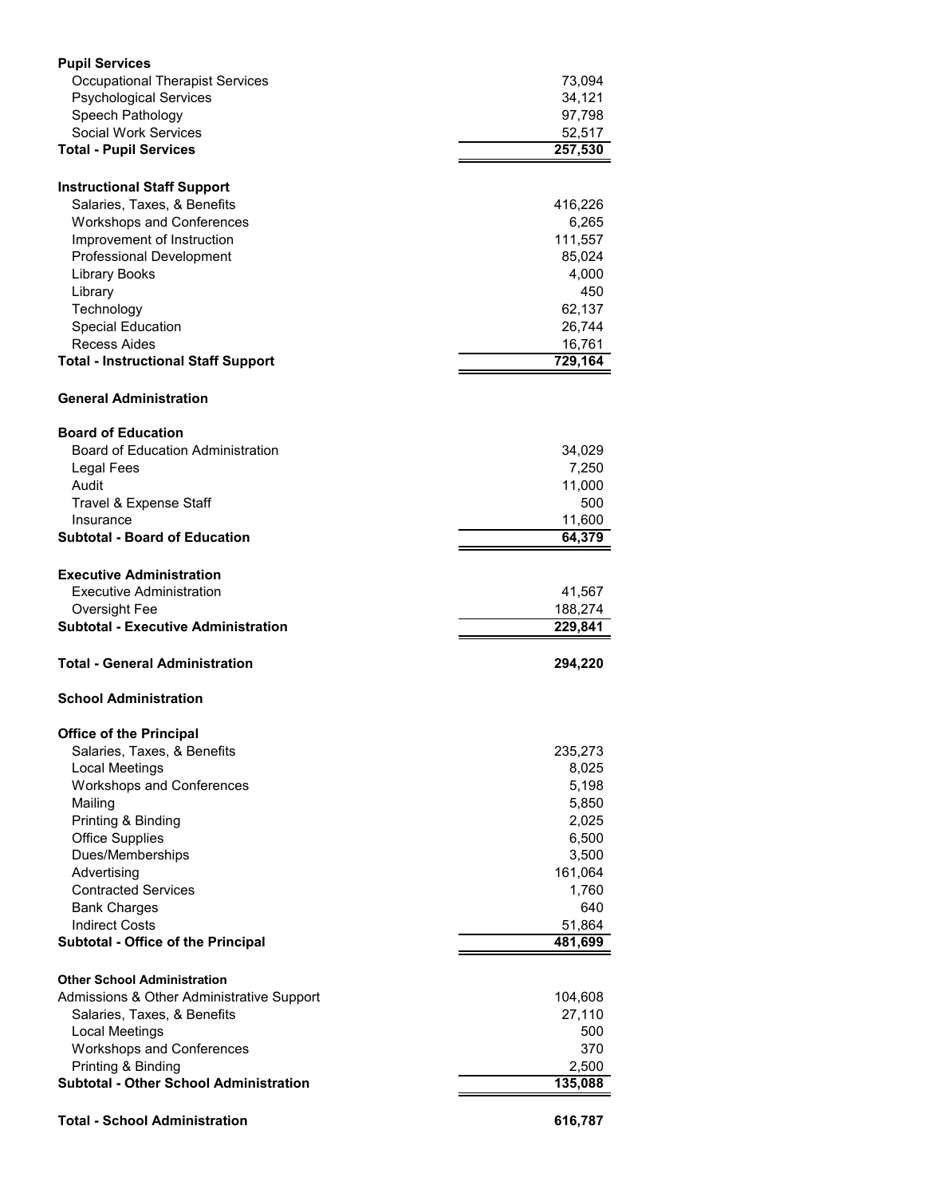| | |
|---|---:|
| **Pupil Services** | |
| Occupational Therapist Services | 73,094 |
| Psychological Services | 34,121 |
| Speech Pathology | 97,798 |
| Social Work Services | 52,517 |
| **Total - Pupil Services** | **257,530** |
| | |
| **Instructional Staff Support** | |
| Salaries, Taxes, & Benefits | 416,226 |
| Workshops and Conferences | 6,265 |
| Improvement of Instruction | 111,557 |
| Professional Development | 85,024 |
| Library Books | 4,000 |
| Library | 450 |
| Technology | 62,137 |
| Special Education | 26,744 |
| Recess Aides | 16,761 |
| **Total - Instructional Staff Support** | **729,164** |
| | |
| **General Administration** | |
| | |
| **Board of Education** | |
| Board of Education Administration | 34,029 |
| Legal Fees | 7,250 |
| Audit | 11,000 |
| Travel & Expense Staff | 500 |
| Insurance | 11,600 |
| **Subtotal - Board of Education** | **64,379** |
| | |
| **Executive Administration** | |
| Executive Administration | 41,567 |
| Oversight Fee | 188,274 |
| **Subtotal - Executive Administration** | **229,841** |
| | |
| **Total - General Administration** | **294,220** |
| | |
| **School Administration** | |
| | |
| **Office of the Principal** | |
| Salaries, Taxes, & Benefits | 235,273 |
| Local Meetings | 8,025 |
| Workshops and Conferences | 5,198 |
| Mailing | 5,850 |
| Printing & Binding | 2,025 |
| Office Supplies | 6,500 |
| Dues/Memberships | 3,500 |
| Advertising | 161,064 |
| Contracted Services | 1,760 |
| Bank Charges | 640 |
| Indirect Costs | 51,864 |
| **Subtotal - Office of the Principal** | **481,699** |
| | |
| **Other School Administration** | |
| Admissions & Other Administrative Support | 104,608 |
| Salaries, Taxes, & Benefits | 27,110 |
| Local Meetings | 500 |
| Workshops and Conferences | 370 |
| Printing & Binding | 2,500 |
| **Subtotal - Other School Administration** | **135,088** |
| | |
| **Total - School Administration** | **616,787** |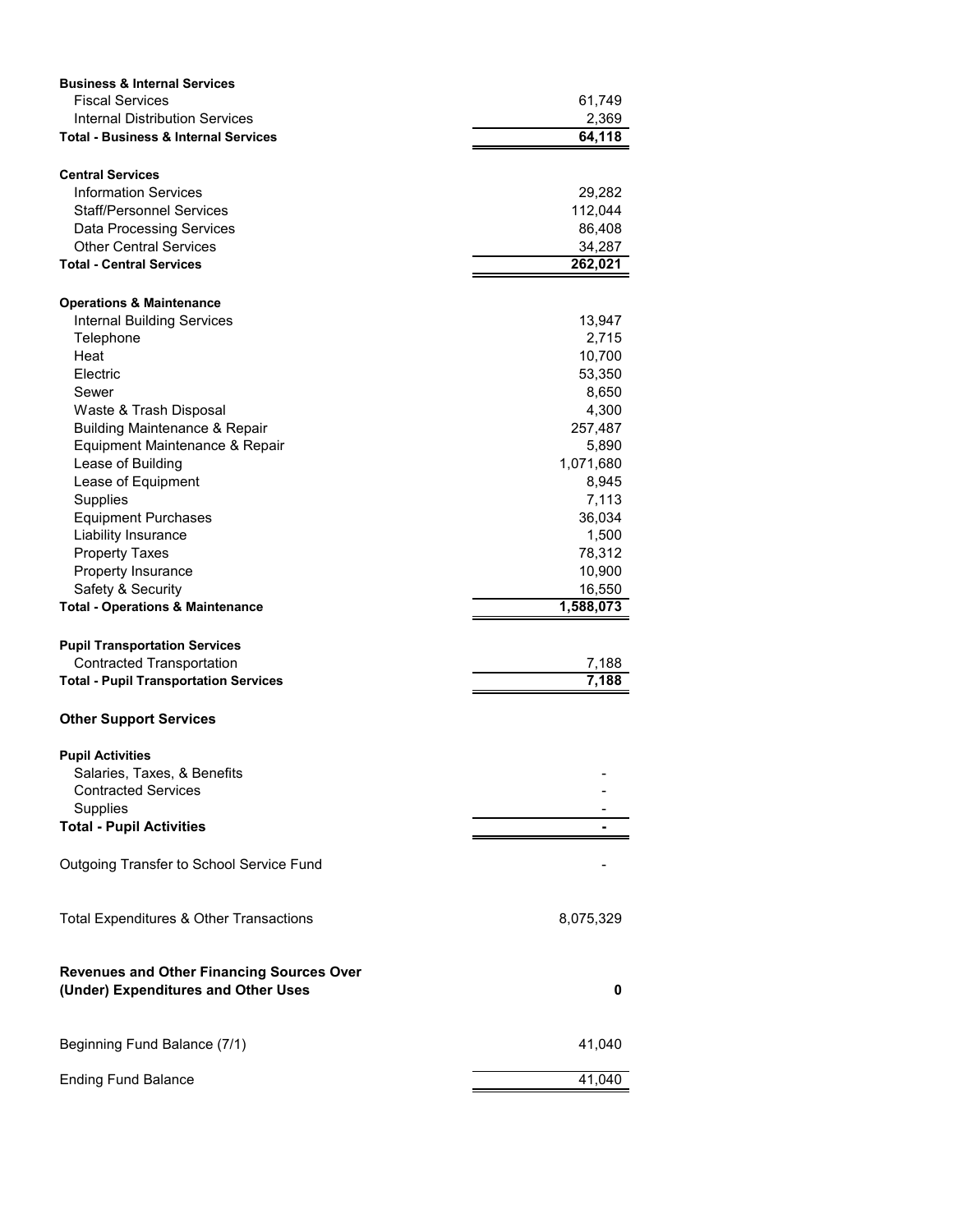| | |
|---|---|
| **Business & Internal Services** | |
| Fiscal Services | 61,749 |
| Internal Distribution Services | 2,369 |
| **Total - Business & Internal Services** | **64,118** |
| | |
| **Central Services** | |
| Information Services | 29,282 |
| Staff/Personnel Services | 112,044 |
| Data Processing Services | 86,408 |
| Other Central Services | 34,287 |
| **Total - Central Services** | **262,021** |
| | |
| **Operations & Maintenance** | |
| Internal Building Services | 13,947 |
| Telephone | 2,715 |
| Heat | 10,700 |
| Electric | 53,350 |
| Sewer | 8,650 |
| Waste & Trash Disposal | 4,300 |
| Building Maintenance & Repair | 257,487 |
| Equipment Maintenance & Repair | 5,890 |
| Lease of Building | 1,071,680 |
| Lease of Equipment | 8,945 |
| Supplies | 7,113 |
| Equipment Purchases | 36,034 |
| Liability Insurance | 1,500 |
| Property Taxes | 78,312 |
| Property Insurance | 10,900 |
| Safety & Security | 16,550 |
| **Total - Operations & Maintenance** | **1,588,073** |
| | |
| **Pupil Transportation Services** | |
| Contracted Transportation | 7,188 |
| **Total - Pupil Transportation Services** | **7,188** |
| | |
| **Other Support Services** | |
| | |
| **Pupil Activities** | |
| Salaries, Taxes, & Benefits | - |
| Contracted Services | - |
| Supplies | - |
| **Total - Pupil Activities** | **-** |
| | |
| Outgoing Transfer to School Service Fund | - |
| | |
| Total Expenditures & Other Transactions | 8,075,329 |
| | |
| **Revenues and Other Financing Sources Over (Under) Expenditures and Other Uses** | **0** |
| | |
| Beginning Fund Balance (7/1) | 41,040 |
| | |
| Ending Fund Balance | 41,040 |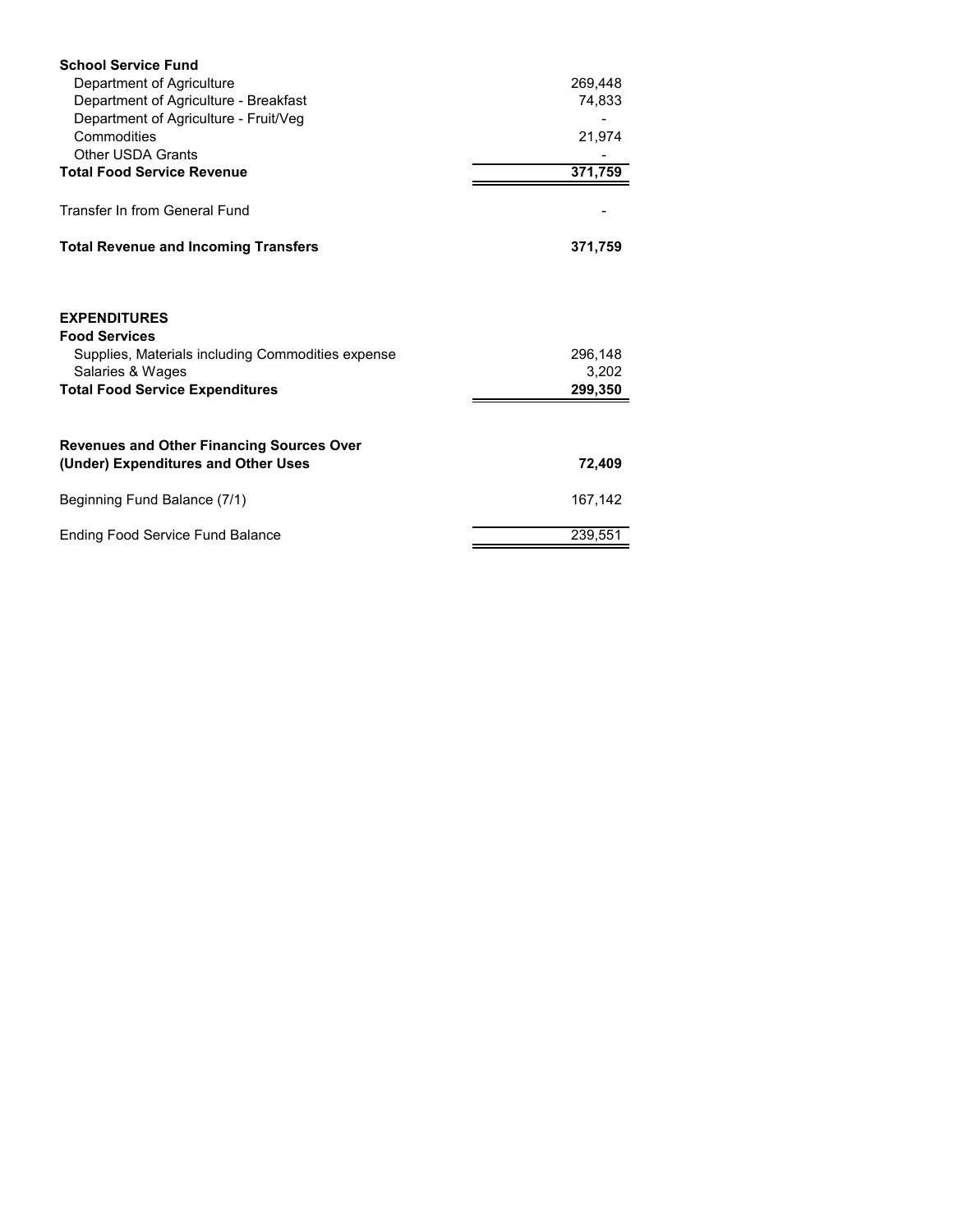| | |
|---|---|
| **School Service Fund** | |
| Department of Agriculture | 269,448 |
| Department of Agriculture - Breakfast | 74,833 |
| Department of Agriculture - Fruit/Veg | - |
| Commodities | 21,974 |
| Other USDA Grants | - |
| **Total Food Service Revenue** | **371,759** |
| | |
| Transfer In from General Fund | - |
| | |
| **Total Revenue and Incoming Transfers** | **371,759** |
| | |
| **EXPENDITURES** | |
| **Food Services** | |
| Supplies, Materials including Commodities expense | 296,148 |
| Salaries & Wages | 3,202 |
| **Total Food Service Expenditures** | **299,350** |
| | |
| **Revenues and Other Financing Sources Over (Under) Expenditures and Other Uses** | **72,409** |
| | |
| Beginning Fund Balance (7/1) | 167,142 |
| | |
| Ending Food Service Fund Balance | 239,551 |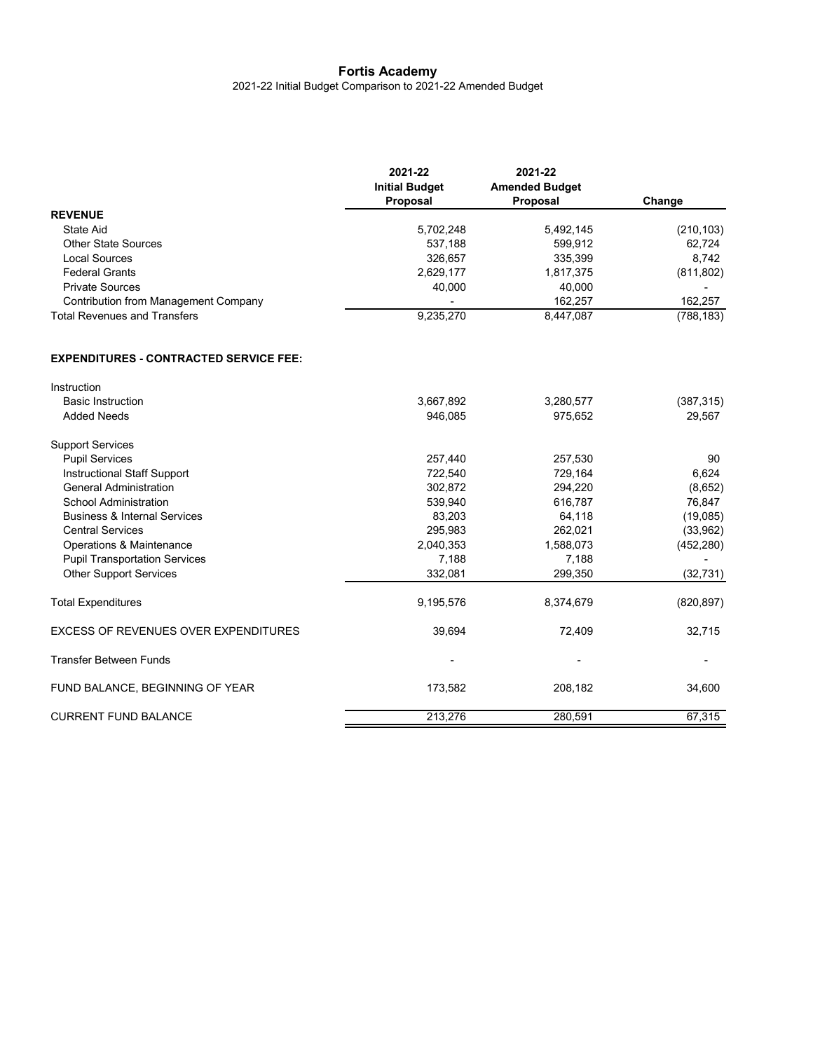# Fortis Academy

2021-22 Initial Budget Comparison to 2021-22 Amended Budget

| | 2021-22 Initial Budget Proposal | 2021-22 Amended Budget Proposal | Change |
|---|---|---|---|
| **REVENUE** | | | |
| State Aid | 5,702,248 | 5,492,145 | (210,103) |
| Other State Sources | 537,188 | 599,912 | 62,724 |
| Local Sources | 326,657 | 335,399 | 8,742 |
| Federal Grants | 2,629,177 | 1,817,375 | (811,802) |
| Private Sources | 40,000 | 40,000 | - |
| Contribution from Management Company | - | 162,257 | 162,257 |
| Total Revenues and Transfers | 9,235,270 | 8,447,087 | (788,183) |
| | | | |
| **EXPENDITURES - CONTRACTED SERVICE FEE:** | | | |
| | | | |
| Instruction | | | |
| Basic Instruction | 3,667,892 | 3,280,577 | (387,315) |
| Added Needs | 946,085 | 975,652 | 29,567 |
| | | | |
| Support Services | | | |
| Pupil Services | 257,440 | 257,530 | 90 |
| Instructional Staff Support | 722,540 | 729,164 | 6,624 |
| General Administration | 302,872 | 294,220 | (8,652) |
| School Administration | 539,940 | 616,787 | 76,847 |
| Business & Internal Services | 83,203 | 64,118 | (19,085) |
| Central Services | 295,983 | 262,021 | (33,962) |
| Operations & Maintenance | 2,040,353 | 1,588,073 | (452,280) |
| Pupil Transportation Services | 7,188 | 7,188 | - |
| Other Support Services | 332,081 | 299,350 | (32,731) |
| | | | |
| Total Expenditures | 9,195,576 | 8,374,679 | (820,897) |
| | | | |
| EXCESS OF REVENUES OVER EXPENDITURES | 39,694 | 72,409 | 32,715 |
| | | | |
| Transfer Between Funds | - | - | - |
| | | | |
| FUND BALANCE, BEGINNING OF YEAR | 173,582 | 208,182 | 34,600 |
| | | | |
| CURRENT FUND BALANCE | 213,276 | 280,591 | 67,315 |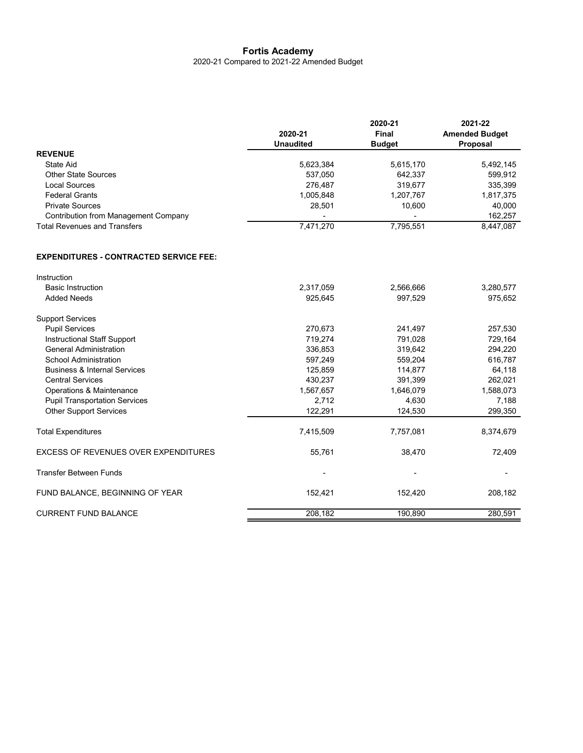# Fortis Academy

2020-21 Compared to 2021-22 Amended Budget

| | 2020-21 Unaudited | 2020-21 Final Budget | 2021-22 Amended Budget Proposal |
|---|---|---|---|
| **REVENUE** | | | |
| State Aid | 5,623,384 | 5,615,170 | 5,492,145 |
| Other State Sources | 537,050 | 642,337 | 599,912 |
| Local Sources | 276,487 | 319,677 | 335,399 |
| Federal Grants | 1,005,848 | 1,207,767 | 1,817,375 |
| Private Sources | 28,501 | 10,600 | 40,000 |
| Contribution from Management Company | - | - | 162,257 |
| Total Revenues and Transfers | 7,471,270 | 7,795,551 | 8,447,087 |
| | | | |
| **EXPENDITURES - CONTRACTED SERVICE FEE:** | | | |
| Instruction | | | |
| Basic Instruction | 2,317,059 | 2,566,666 | 3,280,577 |
| Added Needs | 925,645 | 997,529 | 975,652 |
| Support Services | | | |
| Pupil Services | 270,673 | 241,497 | 257,530 |
| Instructional Staff Support | 719,274 | 791,028 | 729,164 |
| General Administration | 336,853 | 319,642 | 294,220 |
| School Administration | 597,249 | 559,204 | 616,787 |
| Business & Internal Services | 125,859 | 114,877 | 64,118 |
| Central Services | 430,237 | 391,399 | 262,021 |
| Operations & Maintenance | 1,567,657 | 1,646,079 | 1,588,073 |
| Pupil Transportation Services | 2,712 | 4,630 | 7,188 |
| Other Support Services | 122,291 | 124,530 | 299,350 |
| Total Expenditures | 7,415,509 | 7,757,081 | 8,374,679 |
| EXCESS OF REVENUES OVER EXPENDITURES | 55,761 | 38,470 | 72,409 |
| Transfer Between Funds | - | - | - |
| FUND BALANCE, BEGINNING OF YEAR | 152,421 | 152,420 | 208,182 |
| CURRENT FUND BALANCE | 208,182 | 190,890 | 280,591 |